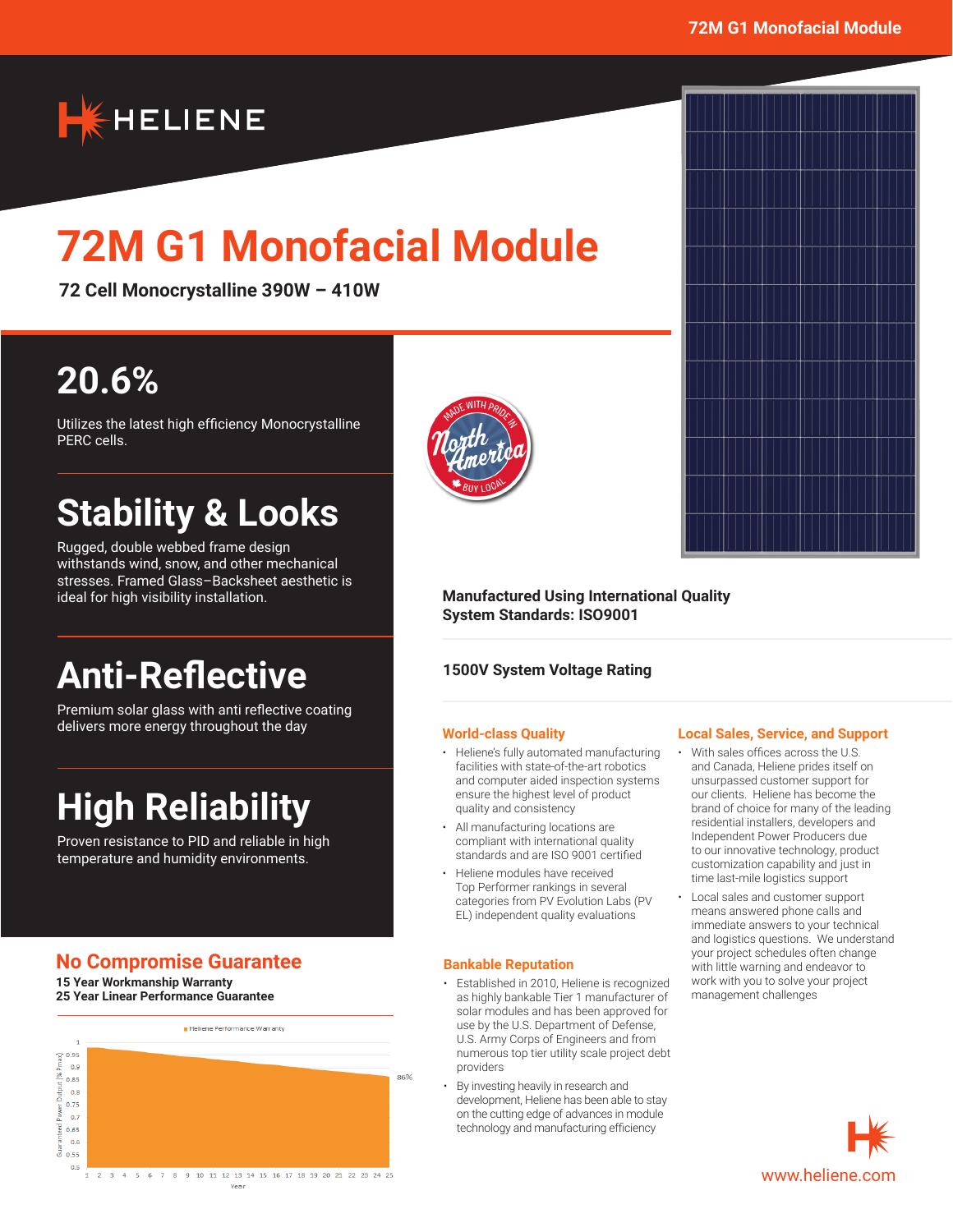HELIENE

# 72M G1 Monofacial Module

**72 Cell Monocrystalline 390W – 410W**

## 20.6%

Utilizes the latest high efficiency Monocrystalline PERC cells.

## Stability & Looks

Rugged, double webbed frame design withstands wind, snow, and other mechanical stresses. Framed Glass–Backsheet aesthetic is ideal for high visibility installation.

## Anti-Reflective

Premium solar glass with anti reflective coating delivers more energy throughout the day

## High Reliability

Proven resistance to PID and reliable in high temperature and humidity environments.

MADE WITH PRIDE IN North America BUY LOCAL

**Manufactured Using International Quality System Standards: ISO9001**

**1500V System Voltage Rating**

### World-class Quality

- Heliene's fully automated manufacturing facilities with state-of-the-art robotics and computer aided inspection systems ensure the highest level of product quality and consistency
- All manufacturing locations are compliant with international quality standards and are ISO 9001 certified
- Heliene modules have received Top Performer rankings in several categories from PV Evolution Labs (PV EL) independent quality evaluations

### Local Sales, Service, and Support

- With sales offices across the U.S. and Canada, Heliene prides itself on unsurpassed customer support for our clients. Heliene has become the brand of choice for many of the leading residential installers, developers and Independent Power Producers due to our innovative technology, product customization capability and just in time last-mile logistics support
- Local sales and customer support means answered phone calls and immediate answers to your technical and logistics questions. We understand your project schedules often change with little warning and endeavor to work with you to solve your project management challenges

### Bankable Reputation

- Established in 2010, Heliene is recognized as highly bankable Tier 1 manufacturer of solar modules and has been approved for use by the U.S. Department of Defense, U.S. Army Corps of Engineers and from numerous top tier utility scale project debt providers
- By investing heavily in research and development, Heliene has been able to stay on the cutting edge of advances in module technology and manufacturing efficiency

## No Compromise Guarantee

**15 Year Workmanship Warranty**
**25 Year Linear Performance Guarantee**

Heliene Performance Warranty

Guaranteed Power Output [% Pmax]: 1, 0.95, 0.9, 0.85, 0.8, 0.75, 0.7, 0.65, 0.6, 0.55, 0.5

Year: 1 2 3 4 5 6 7 8 9 10 11 12 13 14 15 16 17 18 19 20 21 22 23 24 25

86%

www.heliene.com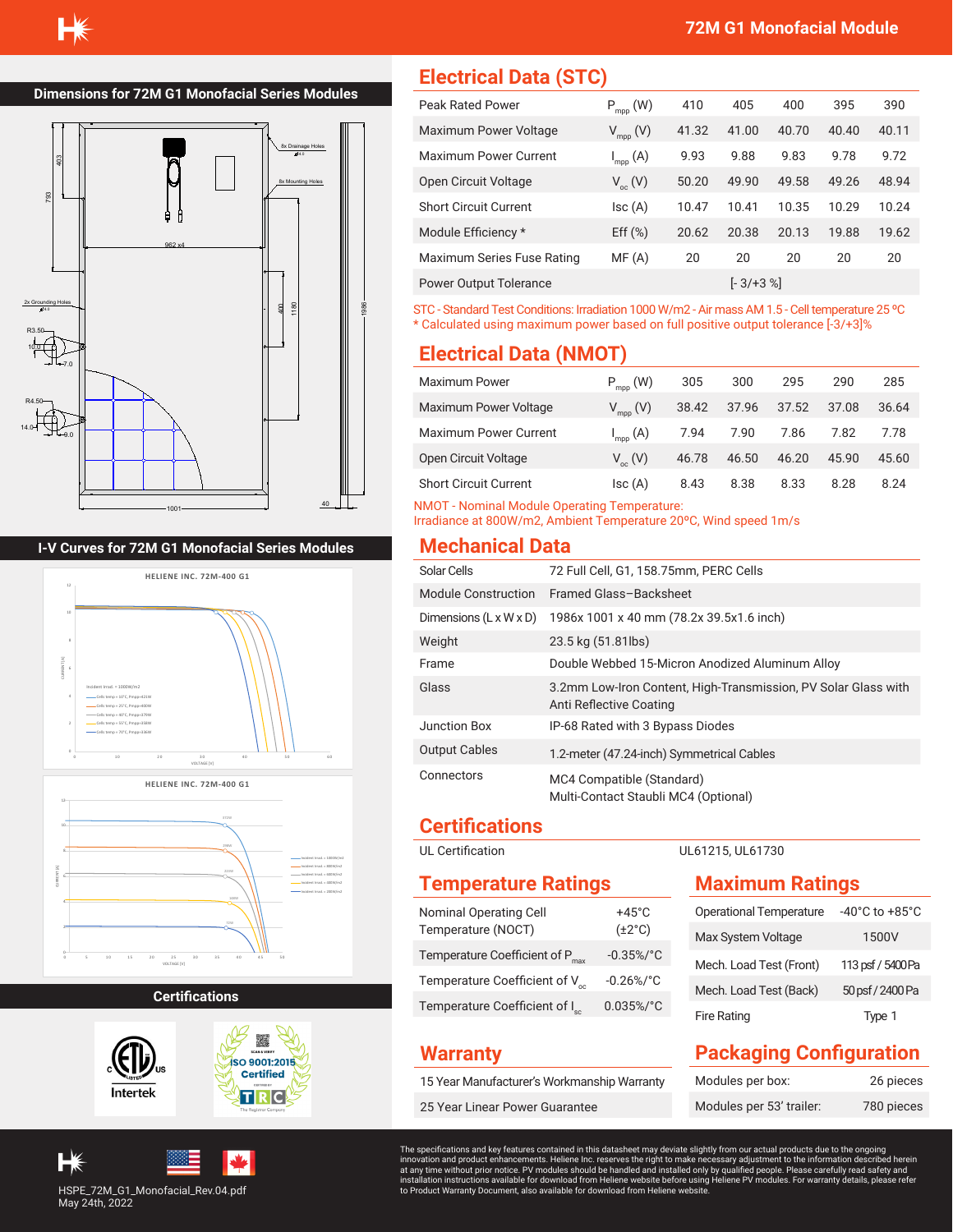# 72M G1 Monofacial Module

## Dimensions for 72M G1 Monofacial Series Modules

8x Drainage Holes
8x Mounting Holes
2x Grounding Holes
403
793
962 x4
400
1180
1986
R3.50
10.0
7.0
R4.50
14.0
9.0
1001
40

## I-V Curves for 72M G1 Monofacial Series Modules

HELIENE INC. 72M-400 G1

Incident Irrad. = 1000W/m2
Cells temp = 10°C, Pmpp=421W
Cells temp = 25°C, Pmpp=400W
Cells temp = 40°C, Pmpp=379W
Cells temp = 55°C, Pmpp=358W
Cells temp = 70°C, Pmpp=336W

CURRENT [A]
VOLTAGE [V]

HELIENE INC. 72M-400 G1

Incident Irrad. = 1000W/m2
Incident Irrad. = 800W/m2
Incident Irrad. = 600W/m2
Incident Irrad. = 400W/m2
Incident Irrad. = 200W/m2

CURRENT [A]
VOLTAGE [V]

## Certifications

Intertek
ISO 9001:2015 Certified
TRC

## Electrical Data (STC)

| | | | | | | |
|---|---|---|---|---|---|---|
| Peak Rated Power | $P_{mpp}$ (W) | 410 | 405 | 400 | 395 | 390 |
| Maximum Power Voltage | $V_{mpp}$ (V) | 41.32 | 41.00 | 40.70 | 40.40 | 40.11 |
| Maximum Power Current | $I_{mpp}$ (A) | 9.93 | 9.88 | 9.83 | 9.78 | 9.72 |
| Open Circuit Voltage | $V_{oc}$ (V) | 50.20 | 49.90 | 49.58 | 49.26 | 48.94 |
| Short Circuit Current | Isc (A) | 10.47 | 10.41 | 10.35 | 10.29 | 10.24 |
| Module Efficiency * | Eff (%) | 20.62 | 20.38 | 20.13 | 19.88 | 19.62 |
| Maximum Series Fuse Rating | MF (A) | 20 | 20 | 20 | 20 | 20 |
| Power Output Tolerance | | [- 3/+3 %] | | | | |

STC - Standard Test Conditions: Irradiation 1000 W/m2 - Air mass AM 1.5 - Cell temperature 25 °C
* Calculated using maximum power based on full positive output tolerance [-3/+3]%

## Electrical Data (NMOT)

| | | | | | | |
|---|---|---|---|---|---|---|
| Maximum Power | $P_{mpp}$ (W) | 305 | 300 | 295 | 290 | 285 |
| Maximum Power Voltage | $V_{mpp}$ (V) | 38.42 | 37.96 | 37.52 | 37.08 | 36.64 |
| Maximum Power Current | $I_{mpp}$ (A) | 7.94 | 7.90 | 7.86 | 7.82 | 7.78 |
| Open Circuit Voltage | $V_{oc}$ (V) | 46.78 | 46.50 | 46.20 | 45.90 | 45.60 |
| Short Circuit Current | Isc (A) | 8.43 | 8.38 | 8.33 | 8.28 | 8.24 |

NMOT - Nominal Module Operating Temperature:
Irradiance at 800W/m2, Ambient Temperature 20°C, Wind speed 1m/s

## Mechanical Data

| | |
|---|---|
| Solar Cells | 72 Full Cell, G1, 158.75mm, PERC Cells |
| Module Construction | Framed Glass–Backsheet |
| Dimensions (L x W x D) | 1986x 1001 x 40 mm (78.2x 39.5x1.6 inch) |
| Weight | 23.5 kg (51.81lbs) |
| Frame | Double Webbed 15-Micron Anodized Aluminum Alloy |
| Glass | 3.2mm Low-Iron Content, High-Transmission, PV Solar Glass with Anti Reflective Coating |
| Junction Box | IP-68 Rated with 3 Bypass Diodes |
| Output Cables | 1.2-meter (47.24-inch) Symmetrical Cables |
| Connectors | MC4 Compatible (Standard)<br>Multi-Contact Staubli MC4 (Optional) |

## Certifications

| | |
|---|---|
| UL Certification | UL61215, UL61730 |

## Temperature Ratings

| | |
|---|---|
| Nominal Operating Cell Temperature (NOCT) | +45°C (±2°C) |
| Temperature Coefficient of $P_{max}$ | -0.35%/°C |
| Temperature Coefficient of $V_{oc}$ | -0.26%/°C |
| Temperature Coefficient of $I_{sc}$ | 0.035%/°C |

## Maximum Ratings

| | |
|---|---|
| Operational Temperature | -40°C to +85°C |
| Max System Voltage | 1500V |
| Mech. Load Test (Front) | 113 psf / 5400 Pa |
| Mech. Load Test (Back) | 50 psf / 2400 Pa |
| Fire Rating | Type 1 |

## Warranty

15 Year Manufacturer's Workmanship Warranty

25 Year Linear Power Guarantee

## Packaging Configuration

| | |
|---|---|
| Modules per box: | 26 pieces |
| Modules per 53' trailer: | 780 pieces |

HSPE_72M_G1_Monofacial_Rev.04.pdf
May 24th, 2022

The specifications and key features contained in this datasheet may deviate slightly from our actual products due to the ongoing innovation and product enhancements. Heliene Inc. reserves the right to make necessary adjustment to the information described herein at any time without prior notice. PV modules should be handled and installed only by qualified people. Please carefully read safety and installation instructions available for download from Heliene website before using Heliene PV modules. For warranty details, please refer to Product Warranty Document, also available for download from Heliene website.